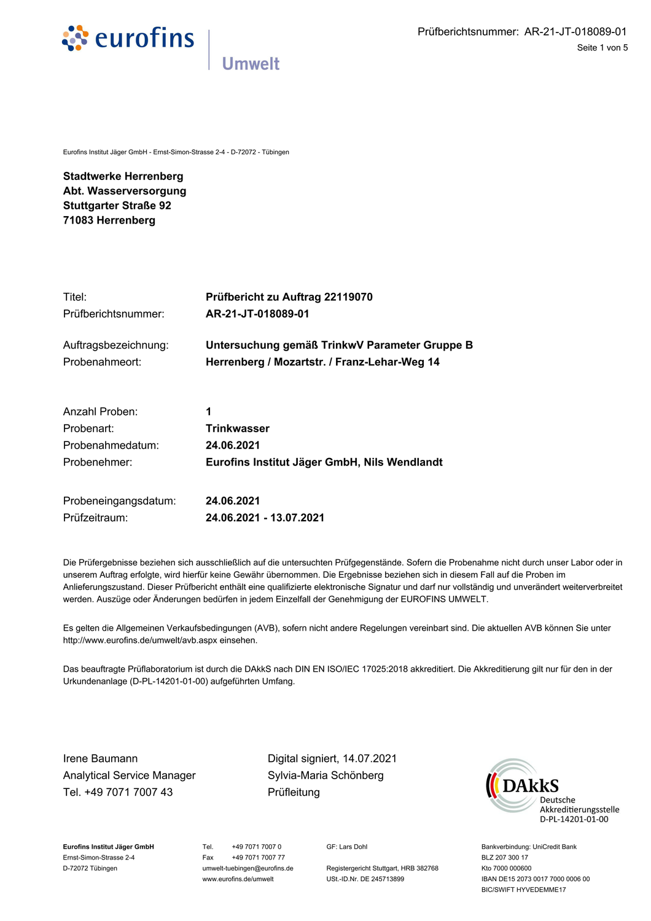Eurofins Institut Jäger GmbH - Ernst-Simon-Strasse 2-4 - D-72072 - Tübingen

**Stadtwerke Herrenberg**
**Abt. Wasserversorgung**
**Stuttgarter Straße 92**
**71083 Herrenberg**

| | |
|---|---|
| Titel: | **Prüfbericht zu Auftrag 22119070** |
| Prüfberichtsnummer: | **AR-21-JT-018089-01** |
| Auftragsbezeichnung: | **Untersuchung gemäß TrinkwV Parameter Gruppe B** |
| Probenahmeort: | **Herrenberg / Mozartstr. / Franz-Lehar-Weg 14** |
| Anzahl Proben: | **1** |
| Probenart: | **Trinkwasser** |
| Probenahmedatum: | **24.06.2021** |
| Probenehmer: | **Eurofins Institut Jäger GmbH, Nils Wendlandt** |
| Probeneingangsdatum: | **24.06.2021** |
| Prüfzeitraum: | **24.06.2021 - 13.07.2021** |

Die Prüfergebnisse beziehen sich ausschließlich auf die untersuchten Prüfgegenstände. Sofern die Probenahme nicht durch unser Labor oder in unserem Auftrag erfolgte, wird hierfür keine Gewähr übernommen. Die Ergebnisse beziehen sich in diesem Fall auf die Proben im Anlieferungszustand. Dieser Prüfbericht enthält eine qualifizierte elektronische Signatur und darf nur vollständig und unverändert weiterverbreitet werden. Auszüge oder Änderungen bedürfen in jedem Einzelfall der Genehmigung der EUROFINS UMWELT.

Es gelten die Allgemeinen Verkaufsbedingungen (AVB), sofern nicht andere Regelungen vereinbart sind. Die aktuellen AVB können Sie unter http://www.eurofins.de/umwelt/avb.aspx einsehen.

Das beauftragte Prüflaboratorium ist durch die DAkkS nach DIN EN ISO/IEC 17025:2018 akkreditiert. Die Akkreditierung gilt nur für den in der Urkundenanlage (D-PL-14201-01-00) aufgeführten Umfang.

Irene Baumann
Analytical Service Manager
Tel. +49 7071 7007 43

Digital signiert, 14.07.2021
Sylvia-Maria Schönberg
Prüfleitung

DAkkS Deutsche Akkreditierungsstelle D-PL-14201-01-00

**Eurofins Institut Jäger GmbH**
Ernst-Simon-Strasse 2-4
D-72072 Tübingen

Tel. +49 7071 7007 0
Fax +49 7071 7007 77
umwelt-tuebingen@eurofins.de
www.eurofins.de/umwelt

GF: Lars Dohl

Registergericht Stuttgart, HRB 382768
USt.-ID.Nr. DE 245713899

Bankverbindung: UniCredit Bank
BLZ 207 300 17
Kto 7000 000600
IBAN DE15 2073 0017 7000 0006 00
BIC/SWIFT HYVEDEMME17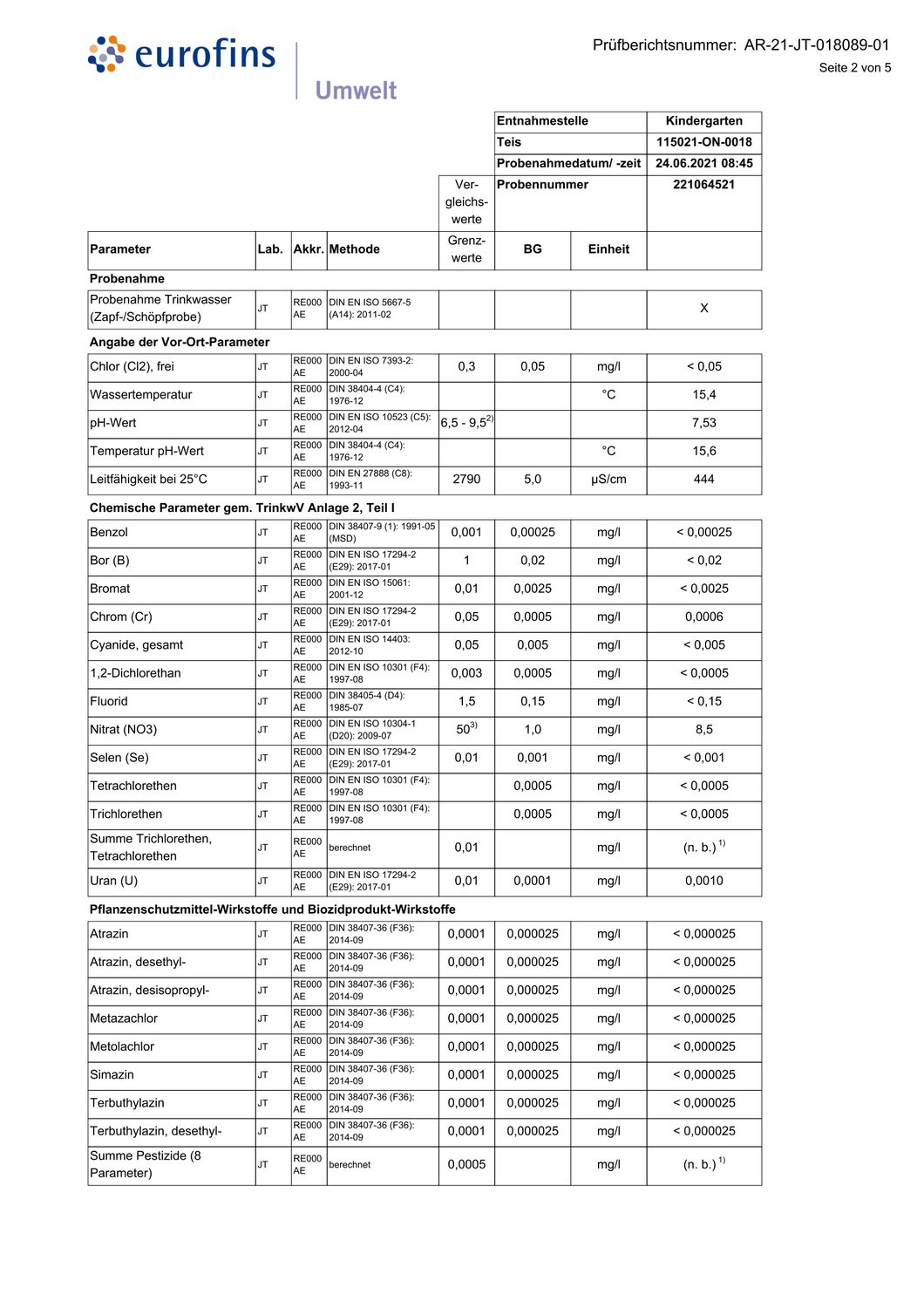Prüfberichtsnummer: AR-21-JT-018089-01

| | | | | | Entnahmestelle | | Kindergarten |
|---|---|---|---|---|---|---|---|
| | | | | | Teis | | 115021-ON-0018 |
| | | | | | Probenahmedatum/ -zeit | | 24.06.2021 08:45 |
| | | | | Ver-gleichs-werte | Probennummer | | 221064521 |
| **Parameter** | **Lab.** | **Akkr.** | **Methode** | Grenz-werte | **BG** | **Einheit** | |
| **Probenahme** | | | | | | | |
| Probenahme Trinkwasser (Zapf-/Schöpfprobe) | JT | RE000 AE | DIN EN ISO 5667-5 (A14): 2011-02 | | | | X |
| **Angabe der Vor-Ort-Parameter** | | | | | | | |
| Chlor (Cl2), frei | JT | RE000 AE | DIN EN ISO 7393-2: 2000-04 | 0,3 | 0,05 | mg/l | < 0,05 |
| Wassertemperatur | JT | RE000 AE | DIN 38404-4 (C4): 1976-12 | | | °C | 15,4 |
| pH-Wert | JT | RE000 AE | DIN EN ISO 10523 (C5): 2012-04 | 6,5 - 9,5 [2] | | | 7,53 |
| Temperatur pH-Wert | JT | RE000 AE | DIN 38404-4 (C4): 1976-12 | | | °C | 15,6 |
| Leitfähigkeit bei 25°C | JT | RE000 AE | DIN EN 27888 (C8): 1993-11 | 2790 | 5,0 | µS/cm | 444 |
| **Chemische Parameter gem. TrinkwV Anlage 2, Teil I** | | | | | | | |
| Benzol | JT | RE000 AE | DIN 38407-9 (1): 1991-05 (MSD) | 0,001 | 0,00025 | mg/l | < 0,00025 |
| Bor (B) | JT | RE000 AE | DIN EN ISO 17294-2 (E29): 2017-01 | 1 | 0,02 | mg/l | < 0,02 |
| Bromat | JT | RE000 AE | DIN EN ISO 15061: 2001-12 | 0,01 | 0,0025 | mg/l | < 0,0025 |
| Chrom (Cr) | JT | RE000 AE | DIN EN ISO 17294-2 (E29): 2017-01 | 0,05 | 0,0005 | mg/l | 0,0006 |
| Cyanide, gesamt | JT | RE000 AE | DIN EN ISO 14403: 2012-10 | 0,05 | 0,005 | mg/l | < 0,005 |
| 1,2-Dichlorethan | JT | RE000 AE | DIN EN ISO 10301 (F4): 1997-08 | 0,003 | 0,0005 | mg/l | < 0,0005 |
| Fluorid | JT | RE000 AE | DIN 38405-4 (D4): 1985-07 | 1,5 | 0,15 | mg/l | < 0,15 |
| Nitrat (NO3) | JT | RE000 AE | DIN EN ISO 10304-1 (D20): 2009-07 | 50 [3] | 1,0 | mg/l | 8,5 |
| Selen (Se) | JT | RE000 AE | DIN EN ISO 17294-2 (E29): 2017-01 | 0,01 | 0,001 | mg/l | < 0,001 |
| Tetrachlorethen | JT | RE000 AE | DIN EN ISO 10301 (F4): 1997-08 | | 0,0005 | mg/l | < 0,0005 |
| Trichlorethen | JT | RE000 AE | DIN EN ISO 10301 (F4): 1997-08 | | 0,0005 | mg/l | < 0,0005 |
| Summe Trichlorethen, Tetrachlorethen | JT | RE000 AE | berechnet | 0,01 | | mg/l | (n. b.) [1] |
| Uran (U) | JT | RE000 AE | DIN EN ISO 17294-2 (E29): 2017-01 | 0,01 | 0,0001 | mg/l | 0,0010 |
| **Pflanzenschutzmittel-Wirkstoffe und Biozidprodukt-Wirkstoffe** | | | | | | | |
| Atrazin | JT | RE000 AE | DIN 38407-36 (F36): 2014-09 | 0,0001 | 0,000025 | mg/l | < 0,000025 |
| Atrazin, desethyl- | JT | RE000 AE | DIN 38407-36 (F36): 2014-09 | 0,0001 | 0,000025 | mg/l | < 0,000025 |
| Atrazin, desisopropyl- | JT | RE000 AE | DIN 38407-36 (F36): 2014-09 | 0,0001 | 0,000025 | mg/l | < 0,000025 |
| Metazachlor | JT | RE000 AE | DIN 38407-36 (F36): 2014-09 | 0,0001 | 0,000025 | mg/l | < 0,000025 |
| Metolachlor | JT | RE000 AE | DIN 38407-36 (F36): 2014-09 | 0,0001 | 0,000025 | mg/l | < 0,000025 |
| Simazin | JT | RE000 AE | DIN 38407-36 (F36): 2014-09 | 0,0001 | 0,000025 | mg/l | < 0,000025 |
| Terbuthylazin | JT | RE000 AE | DIN 38407-36 (F36): 2014-09 | 0,0001 | 0,000025 | mg/l | < 0,000025 |
| Terbuthylazin, desethyl- | JT | RE000 AE | DIN 38407-36 (F36): 2014-09 | 0,0001 | 0,000025 | mg/l | < 0,000025 |
| Summe Pestizide (8 Parameter) | JT | RE000 AE | berechnet | 0,0005 | | mg/l | (n. b.) [1] |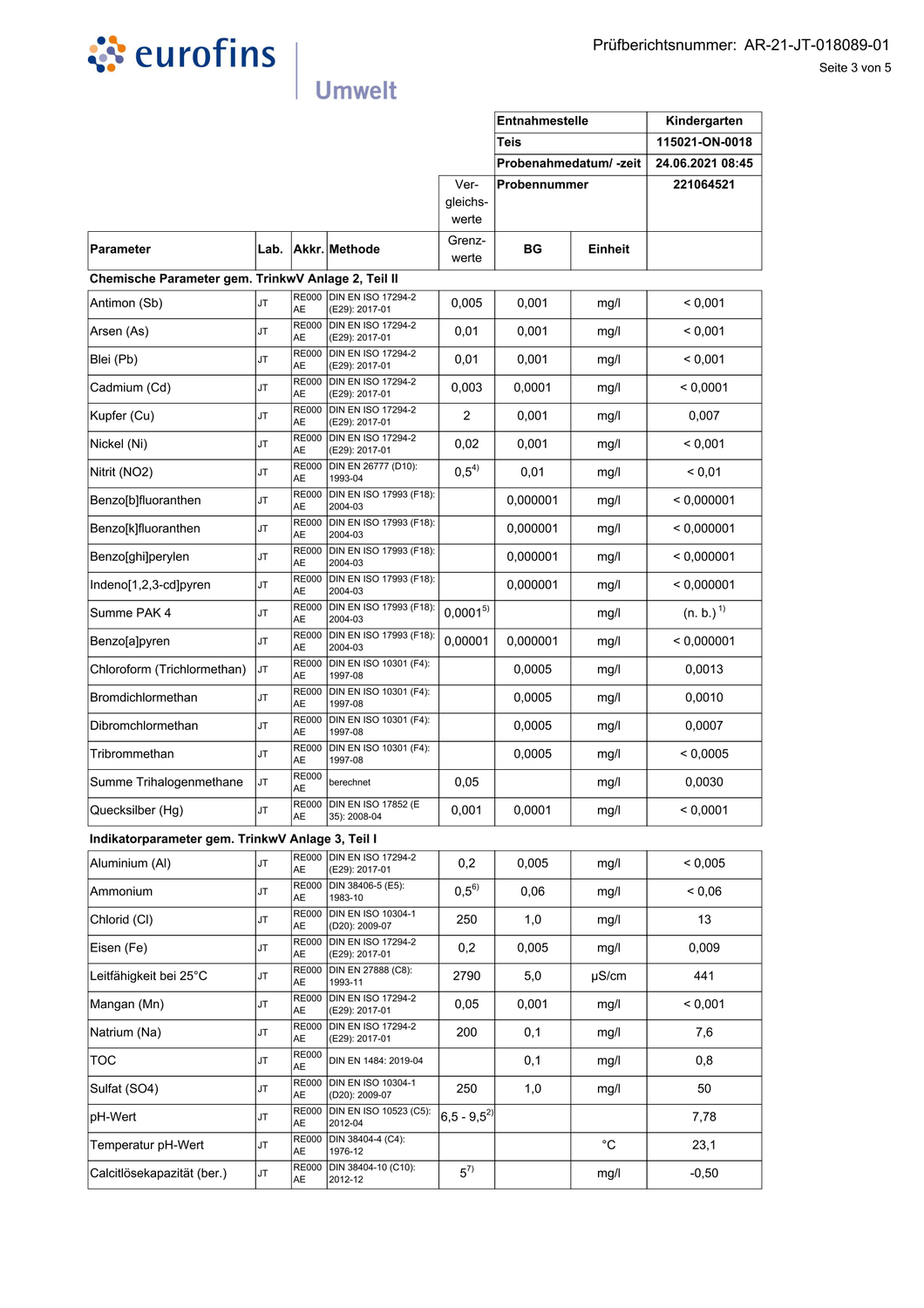Prüfberichtsnummer: AR-21-JT-018089-01

| Parameter | Lab. | Akkr. | Methode | Vergleichswerte Grenzwerte | BG | Einheit | Entnahmestelle: Kindergarten<br>Teis: 115021-ON-0018<br>Probenahmedatum/ -zeit: 24.06.2021 08:45<br>Probennummer: 221064521 |
|---|---|---|---|---|---|---|---|
| **Chemische Parameter gem. TrinkwV Anlage 2, Teil II** | | | | | | | |
| Antimon (Sb) | JT | RE000 AE | DIN EN ISO 17294-2 (E29): 2017-01 | 0,005 | 0,001 | mg/l | < 0,001 |
| Arsen (As) | JT | RE000 AE | DIN EN ISO 17294-2 (E29): 2017-01 | 0,01 | 0,001 | mg/l | < 0,001 |
| Blei (Pb) | JT | RE000 AE | DIN EN ISO 17294-2 (E29): 2017-01 | 0,01 | 0,001 | mg/l | < 0,001 |
| Cadmium (Cd) | JT | RE000 AE | DIN EN ISO 17294-2 (E29): 2017-01 | 0,003 | 0,0001 | mg/l | < 0,0001 |
| Kupfer (Cu) | JT | RE000 AE | DIN EN ISO 17294-2 (E29): 2017-01 | 2 | 0,001 | mg/l | 0,007 |
| Nickel (Ni) | JT | RE000 AE | DIN EN ISO 17294-2 (E29): 2017-01 | 0,02 | 0,001 | mg/l | < 0,001 |
| Nitrit (NO2) | JT | RE000 AE | DIN EN 26777 (D10): 1993-04 | 0,5[4] | 0,01 | mg/l | < 0,01 |
| Benzo[b]fluoranthen | JT | RE000 AE | DIN EN ISO 17993 (F18): 2004-03 | | 0,000001 | mg/l | < 0,000001 |
| Benzo[k]fluoranthen | JT | RE000 AE | DIN EN ISO 17993 (F18): 2004-03 | | 0,000001 | mg/l | < 0,000001 |
| Benzo[ghi]perylen | JT | RE000 AE | DIN EN ISO 17993 (F18): 2004-03 | | 0,000001 | mg/l | < 0,000001 |
| Indeno[1,2,3-cd]pyren | JT | RE000 AE | DIN EN ISO 17993 (F18): 2004-03 | | 0,000001 | mg/l | < 0,000001 |
| Summe PAK 4 | JT | RE000 AE | DIN EN ISO 17993 (F18): 2004-03 | 0,0001[5] | | mg/l | (n. b.)[1] |
| Benzo[a]pyren | JT | RE000 AE | DIN EN ISO 17993 (F18): 2004-03 | 0,00001 | 0,000001 | mg/l | < 0,000001 |
| Chloroform (Trichlormethan) | JT | RE000 AE | DIN EN ISO 10301 (F4): 1997-08 | | 0,0005 | mg/l | 0,0013 |
| Bromdichlormethan | JT | RE000 AE | DIN EN ISO 10301 (F4): 1997-08 | | 0,0005 | mg/l | 0,0010 |
| Dibromchlormethan | JT | RE000 AE | DIN EN ISO 10301 (F4): 1997-08 | | 0,0005 | mg/l | 0,0007 |
| Tribrommethan | JT | RE000 AE | DIN EN ISO 10301 (F4): 1997-08 | | 0,0005 | mg/l | < 0,0005 |
| Summe Trihalogenmethane | JT | RE000 AE | berechnet | 0,05 | | mg/l | 0,0030 |
| Quecksilber (Hg) | JT | RE000 AE | DIN EN ISO 17852 (E 35): 2008-04 | 0,001 | 0,0001 | mg/l | < 0,0001 |
| **Indikatorparameter gem. TrinkwV Anlage 3, Teil I** | | | | | | | |
| Aluminium (Al) | JT | RE000 AE | DIN EN ISO 17294-2 (E29): 2017-01 | 0,2 | 0,005 | mg/l | < 0,005 |
| Ammonium | JT | RE000 AE | DIN 38406-5 (E5): 1983-10 | 0,5[6] | 0,06 | mg/l | < 0,06 |
| Chlorid (Cl) | JT | RE000 AE | DIN EN ISO 10304-1 (D20): 2009-07 | 250 | 1,0 | mg/l | 13 |
| Eisen (Fe) | JT | RE000 AE | DIN EN ISO 17294-2 (E29): 2017-01 | 0,2 | 0,005 | mg/l | 0,009 |
| Leitfähigkeit bei 25°C | JT | RE000 AE | DIN EN 27888 (C8): 1993-11 | 2790 | 5,0 | µS/cm | 441 |
| Mangan (Mn) | JT | RE000 AE | DIN EN ISO 17294-2 (E29): 2017-01 | 0,05 | 0,001 | mg/l | < 0,001 |
| Natrium (Na) | JT | RE000 AE | DIN EN ISO 17294-2 (E29): 2017-01 | 200 | 0,1 | mg/l | 7,6 |
| TOC | JT | RE000 AE | DIN EN 1484: 2019-04 | | 0,1 | mg/l | 0,8 |
| Sulfat (SO4) | JT | RE000 AE | DIN EN ISO 10304-1 (D20): 2009-07 | 250 | 1,0 | mg/l | 50 |
| pH-Wert | JT | RE000 AE | DIN EN ISO 10523 (C5): 2012-04 | 6,5 - 9,5[2] | | | 7,78 |
| Temperatur pH-Wert | JT | RE000 AE | DIN 38404-4 (C4): 1976-12 | | | °C | 23,1 |
| Calcitlösekapazität (ber.) | JT | RE000 AE | DIN 38404-10 (C10): 2012-12 | 5[7] | | mg/l | -0,50 |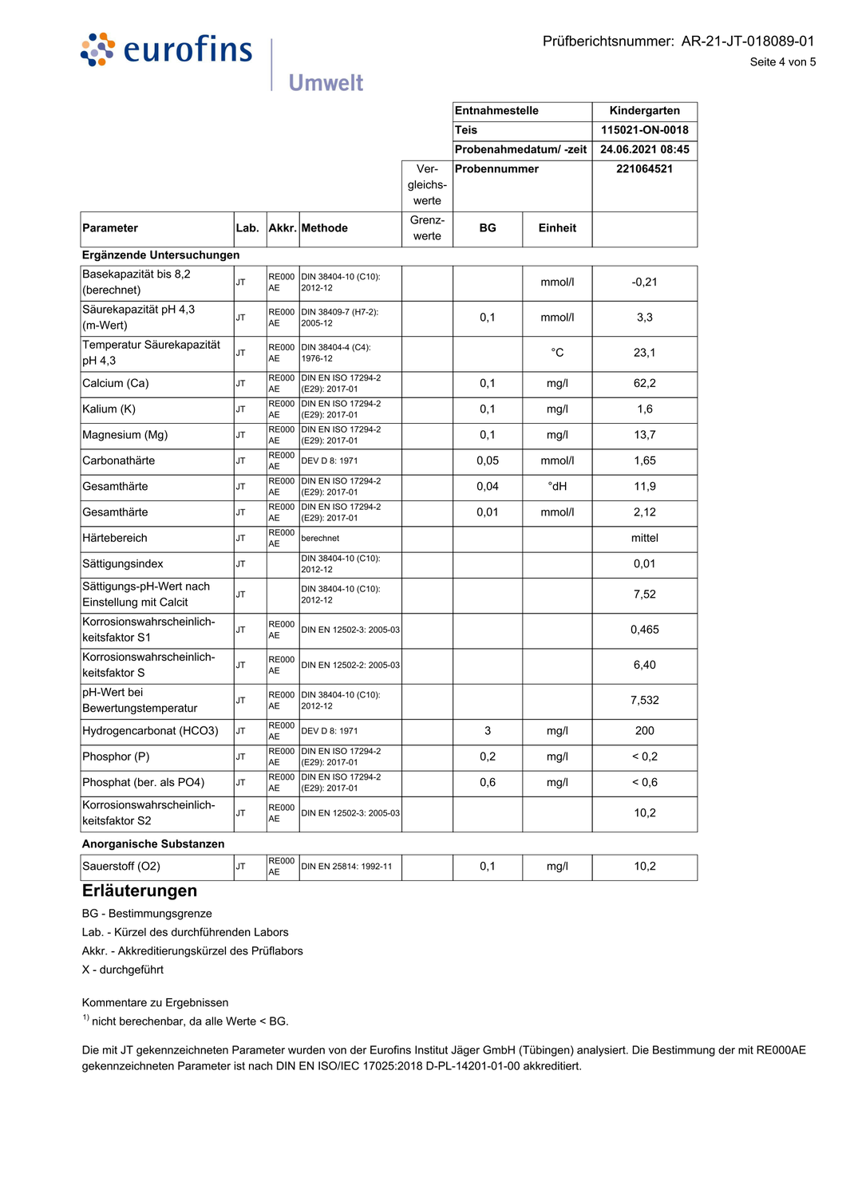eurofins Umwelt

Prüfberichtsnummer: AR-21-JT-018089-01

| Parameter | Lab. | Akkr. | Methode | Vergleichswerte Grenzwerte | BG | Einheit | Entnahmestelle: Kindergarten<br>Teis: 115021-ON-0018<br>Probenahmedatum/ -zeit: 24.06.2021 08:45<br>Probennummer: 221064521 |
|---|---|---|---|---|---|---|---|
| **Ergänzende Untersuchungen** | | | | | | | |
| Basekapazität bis 8,2 (berechnet) | JT | RE000AE | DIN 38404-10 (C10): 2012-12 | | | mmol/l | -0,21 |
| Säurekapazität pH 4,3 (m-Wert) | JT | RE000AE | DIN 38409-7 (H7-2): 2005-12 | | 0,1 | mmol/l | 3,3 |
| Temperatur Säurekapazität pH 4,3 | JT | RE000AE | DIN 38404-4 (C4): 1976-12 | | | °C | 23,1 |
| Calcium (Ca) | JT | RE000AE | DIN EN ISO 17294-2 (E29): 2017-01 | | 0,1 | mg/l | 62,2 |
| Kalium (K) | JT | RE000AE | DIN EN ISO 17294-2 (E29): 2017-01 | | 0,1 | mg/l | 1,6 |
| Magnesium (Mg) | JT | RE000AE | DIN EN ISO 17294-2 (E29): 2017-01 | | 0,1 | mg/l | 13,7 |
| Carbonathärte | JT | RE000AE | DEV D 8: 1971 | | 0,05 | mmol/l | 1,65 |
| Gesamthärte | JT | RE000AE | DIN EN ISO 17294-2 (E29): 2017-01 | | 0,04 | °dH | 11,9 |
| Gesamthärte | JT | RE000AE | DIN EN ISO 17294-2 (E29): 2017-01 | | 0,01 | mmol/l | 2,12 |
| Härtebereich | JT | RE000AE | berechnet | | | | mittel |
| Sättigungsindex | JT | | DIN 38404-10 (C10): 2012-12 | | | | 0,01 |
| Sättigungs-pH-Wert nach Einstellung mit Calcit | JT | | DIN 38404-10 (C10): 2012-12 | | | | 7,52 |
| Korrosionswahrscheinlichkeitsfaktor S1 | JT | RE000AE | DIN EN 12502-3: 2005-03 | | | | 0,465 |
| Korrosionswahrscheinlichkeitsfaktor S | JT | RE000AE | DIN EN 12502-2: 2005-03 | | | | 6,40 |
| pH-Wert bei Bewertungstemperatur | JT | RE000AE | DIN 38404-10 (C10): 2012-12 | | | | 7,532 |
| Hydrogencarbonat (HCO3) | JT | RE000AE | DEV D 8: 1971 | | 3 | mg/l | 200 |
| Phosphor (P) | JT | RE000AE | DIN EN ISO 17294-2 (E29): 2017-01 | | 0,2 | mg/l | < 0,2 |
| Phosphat (ber. als PO4) | JT | RE000AE | DIN EN ISO 17294-2 (E29): 2017-01 | | 0,6 | mg/l | < 0,6 |
| Korrosionswahrscheinlichkeitsfaktor S2 | JT | RE000AE | DIN EN 12502-3: 2005-03 | | | | 10,2 |
| **Anorganische Substanzen** | | | | | | | |
| Sauerstoff (O2) | JT | RE000AE | DIN EN 25814: 1992-11 | | 0,1 | mg/l | 10,2 |

## Erläuterungen

BG - Bestimmungsgrenze

Lab. - Kürzel des durchführenden Labors

Akkr. - Akkreditierungskürzel des Prüflabors

X - durchgeführt

Kommentare zu Ergebnissen

[1] nicht berechenbar, da alle Werte < BG.

Die mit JT gekennzeichneten Parameter wurden von der Eurofins Institut Jäger GmbH (Tübingen) analysiert. Die Bestimmung der mit RE000AE gekennzeichneten Parameter ist nach DIN EN ISO/IEC 17025:2018 D-PL-14201-01-00 akkreditiert.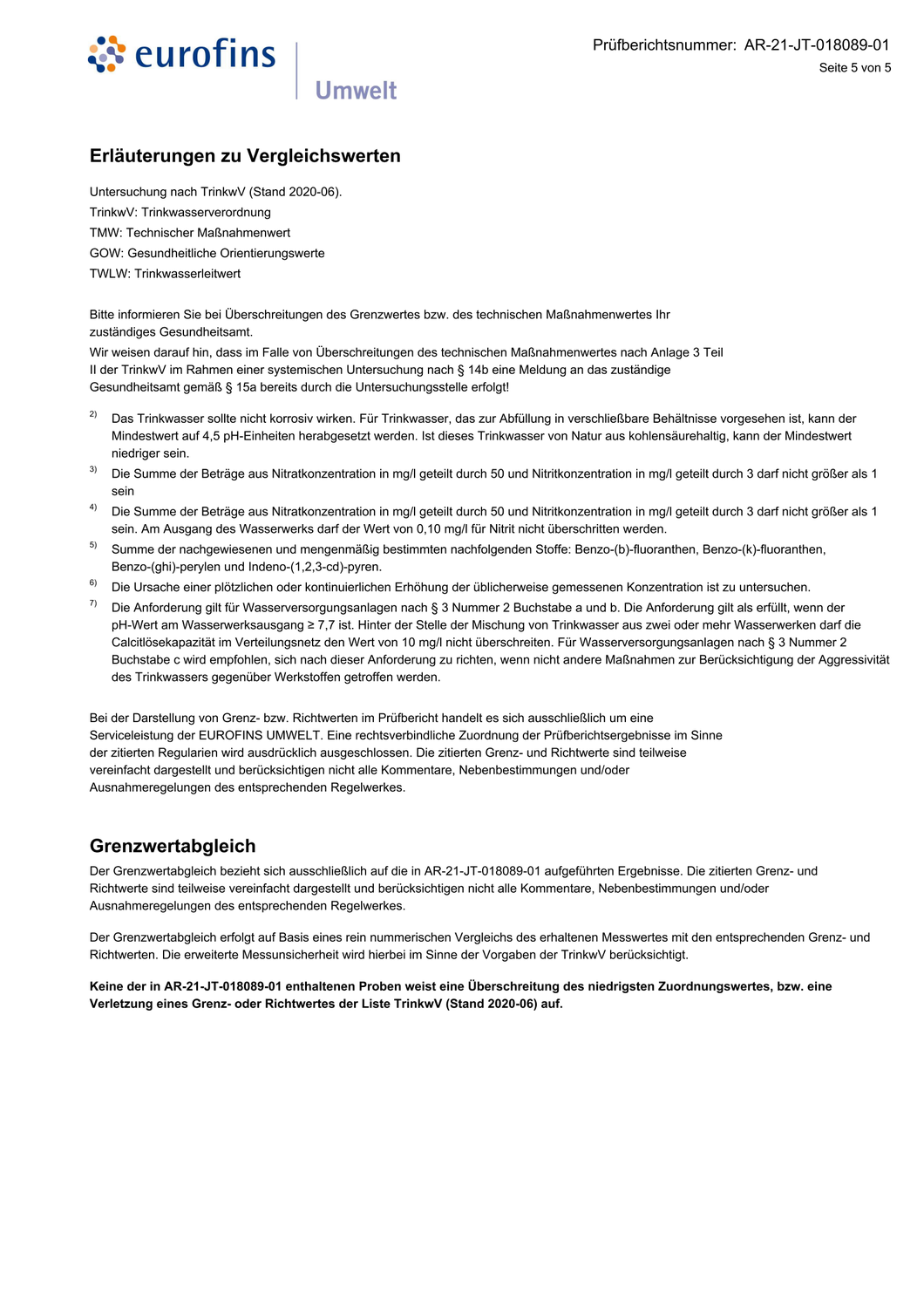## Erläuterungen zu Vergleichswerten

Untersuchung nach TrinkwV (Stand 2020-06).
TrinkwV: Trinkwasserverordnung
TMW: Technischer Maßnahmenwert
GOW: Gesundheitliche Orientierungswerte
TWLW: Trinkwasserleitwert

Bitte informieren Sie bei Überschreitungen des Grenzwertes bzw. des technischen Maßnahmenwertes Ihr zuständiges Gesundheitsamt.
Wir weisen darauf hin, dass im Falle von Überschreitungen des technischen Maßnahmenwertes nach Anlage 3 Teil II der TrinkwV im Rahmen einer systemischen Untersuchung nach § 14b eine Meldung an das zuständige Gesundheitsamt gemäß § 15a bereits durch die Untersuchungsstelle erfolgt!

[2] Das Trinkwasser sollte nicht korrosiv wirken. Für Trinkwasser, das zur Abfüllung in verschließbare Behältnisse vorgesehen ist, kann der Mindestwert auf 4,5 pH-Einheiten herabgesetzt werden. Ist dieses Trinkwasser von Natur aus kohlensäurehaltig, kann der Mindestwert niedriger sein.

[3] Die Summe der Beträge aus Nitratkonzentration in mg/l geteilt durch 50 und Nitritkonzentration in mg/l geteilt durch 3 darf nicht größer als 1 sein

[4] Die Summe der Beträge aus Nitratkonzentration in mg/l geteilt durch 50 und Nitritkonzentration in mg/l geteilt durch 3 darf nicht größer als 1 sein. Am Ausgang des Wasserwerks darf der Wert von 0,10 mg/l für Nitrit nicht überschritten werden.

[5] Summe der nachgewiesenen und mengenmäßig bestimmten nachfolgenden Stoffe: Benzo-(b)-fluoranthen, Benzo-(k)-fluoranthen, Benzo-(ghi)-perylen und Indeno-(1,2,3-cd)-pyren.

[6] Die Ursache einer plötzlichen oder kontinuierlichen Erhöhung der üblicherweise gemessenen Konzentration ist zu untersuchen.

[7] Die Anforderung gilt für Wasserversorgungsanlagen nach § 3 Nummer 2 Buchstabe a und b. Die Anforderung gilt als erfüllt, wenn der pH-Wert am Wasserwerksausgang ≥ 7,7 ist. Hinter der Stelle der Mischung von Trinkwasser aus zwei oder mehr Wasserwerken darf die Calcitlösekapazität im Verteilungsnetz den Wert von 10 mg/l nicht überschreiten. Für Wasserversorgungsanlagen nach § 3 Nummer 2 Buchstabe c wird empfohlen, sich nach dieser Anforderung zu richten, wenn nicht andere Maßnahmen zur Berücksichtigung der Aggressivität des Trinkwassers gegenüber Werkstoffen getroffen werden.

Bei der Darstellung von Grenz- bzw. Richtwerten im Prüfbericht handelt es sich ausschließlich um eine Serviceleistung der EUROFINS UMWELT. Eine rechtsverbindliche Zuordnung der Prüfberichtsergebnisse im Sinne der zitierten Regularien wird ausdrücklich ausgeschlossen. Die zitierten Grenz- und Richtwerte sind teilweise vereinfacht dargestellt und berücksichtigen nicht alle Kommentare, Nebenbestimmungen und/oder Ausnahmeregelungen des entsprechenden Regelwerkes.

## Grenzwertabgleich

Der Grenzwertabgleich bezieht sich ausschließlich auf die in AR-21-JT-018089-01 aufgeführten Ergebnisse. Die zitierten Grenz- und Richtwerte sind teilweise vereinfacht dargestellt und berücksichtigen nicht alle Kommentare, Nebenbestimmungen und/oder Ausnahmeregelungen des entsprechenden Regelwerkes.

Der Grenzwertabgleich erfolgt auf Basis eines rein nummerischen Vergleichs des erhaltenen Messwertes mit den entsprechenden Grenz- und Richtwerten. Die erweiterte Messunsicherheit wird hierbei im Sinne der Vorgaben der TrinkwV berücksichtigt.

**Keine der in AR-21-JT-018089-01 enthaltenen Proben weist eine Überschreitung des niedrigsten Zuordnungswertes, bzw. eine Verletzung eines Grenz- oder Richtwertes der Liste TrinkwV (Stand 2020-06) auf.**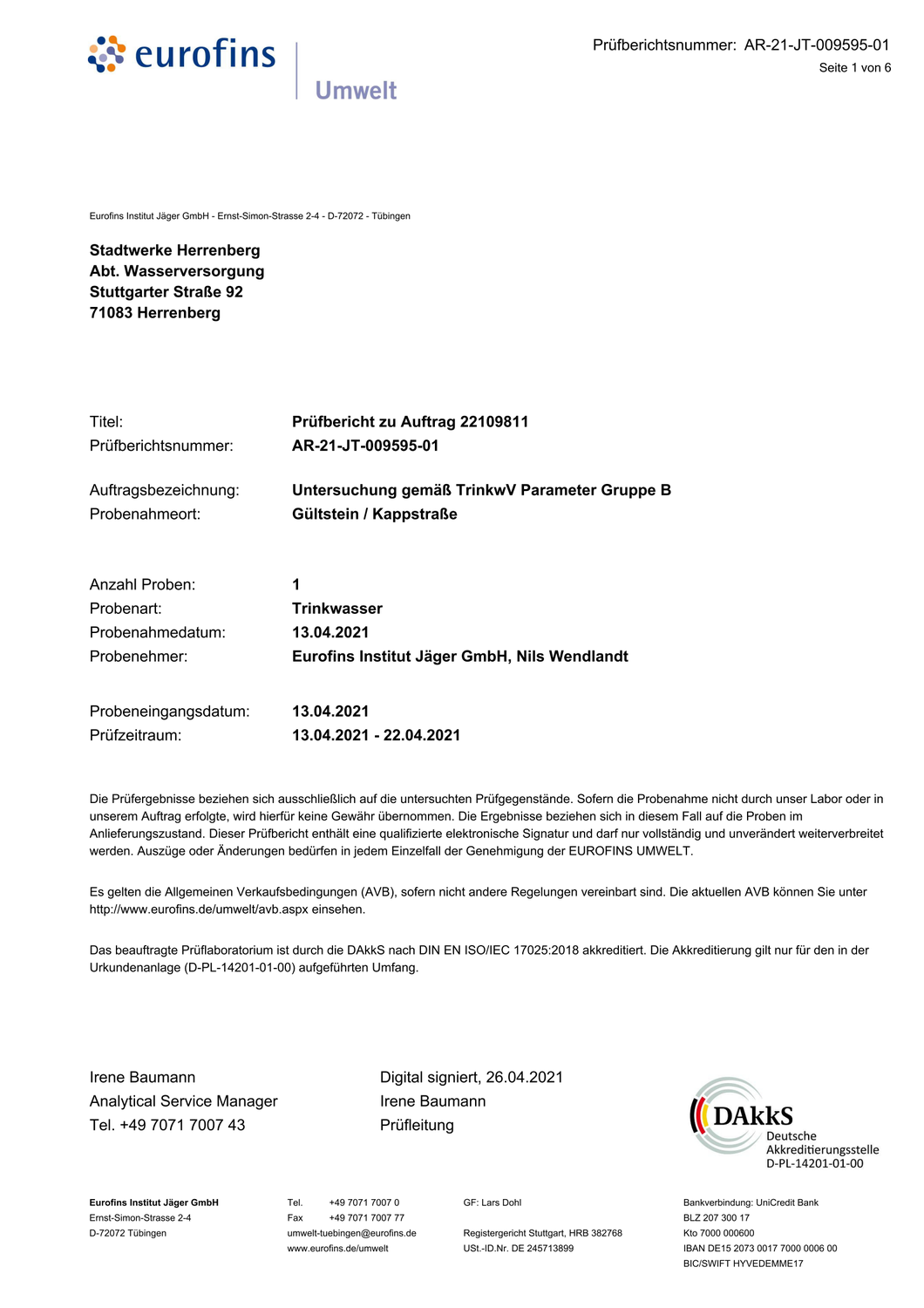Eurofins Institut Jäger GmbH - Ernst-Simon-Strasse 2-4 - D-72072 - Tübingen

**Stadtwerke Herrenberg**
**Abt. Wasserversorgung**
**Stuttgarter Straße 92**
**71083 Herrenberg**

| | |
|---|---|
| Titel: | **Prüfbericht zu Auftrag 22109811** |
| Prüfberichtsnummer: | **AR-21-JT-009595-01** |
| Auftragsbezeichnung: | **Untersuchung gemäß TrinkwV Parameter Gruppe B** |
| Probenahmeort: | **Gültstein / Kappstraße** |
| Anzahl Proben: | **1** |
| Probenart: | **Trinkwasser** |
| Probenahmedatum: | **13.04.2021** |
| Probenehmer: | **Eurofins Institut Jäger GmbH, Nils Wendlandt** |
| Probeneingangsdatum: | **13.04.2021** |
| Prüfzeitraum: | **13.04.2021 - 22.04.2021** |

Die Prüfergebnisse beziehen sich ausschließlich auf die untersuchten Prüfgegenstände. Sofern die Probenahme nicht durch unser Labor oder in unserem Auftrag erfolgte, wird hierfür keine Gewähr übernommen. Die Ergebnisse beziehen sich in diesem Fall auf die Proben im Anlieferungszustand. Dieser Prüfbericht enthält eine qualifizierte elektronische Signatur und darf nur vollständig und unverändert weiterverbreitet werden. Auszüge oder Änderungen bedürfen in jedem Einzelfall der Genehmigung der EUROFINS UMWELT.

Es gelten die Allgemeinen Verkaufsbedingungen (AVB), sofern nicht andere Regelungen vereinbart sind. Die aktuellen AVB können Sie unter http://www.eurofins.de/umwelt/avb.aspx einsehen.

Das beauftragte Prüflaboratorium ist durch die DAkkS nach DIN EN ISO/IEC 17025:2018 akkreditiert. Die Akkreditierung gilt nur für den in der Urkundenanlage (D-PL-14201-01-00) aufgeführten Umfang.

Irene Baumann
Analytical Service Manager
Tel. +49 7071 7007 43

Digital signiert, 26.04.2021
Irene Baumann
Prüfleitung

DAkkS Deutsche Akkreditierungsstelle D-PL-14201-01-00

**Eurofins Institut Jäger GmbH**
Ernst-Simon-Strasse 2-4
D-72072 Tübingen

Tel. +49 7071 7007 0
Fax +49 7071 7007 77
umwelt-tuebingen@eurofins.de
www.eurofins.de/umwelt

GF: Lars Dohl

Registergericht Stuttgart, HRB 382768
USt.-ID.Nr. DE 245713899

Bankverbindung: UniCredit Bank
BLZ 207 300 17
Kto 7000 000600
IBAN DE15 2073 0017 7000 0006 00
BIC/SWIFT HYVEDEMME17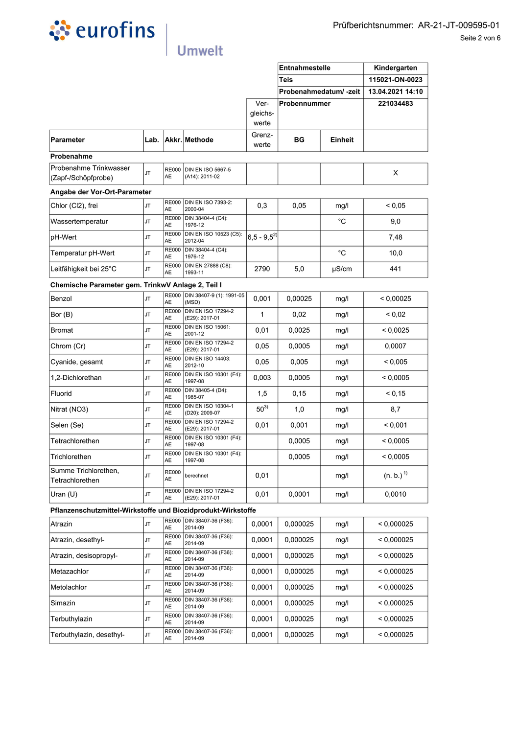# eurofins Umwelt

Prüfberichtsnummer: AR-21-JT-009595-01

| | | | | | Entnahmestelle | | Kindergarten |
|---|---|---|---|---|---|---|---|
| | | | | | Teis | | 115021-ON-0023 |
| | | | | | Probenahmedatum/ -zeit | | 13.04.2021 14:10 |
| | | | | Vergleichswerte | Probennummer | | 221034483 |
| **Parameter** | **Lab.** | **Akkr.** | **Methode** | **Grenzwerte** | **BG** | **Einheit** | |
| **Probenahme** | | | | | | | |
| Probenahme Trinkwasser (Zapf-/Schöpfprobe) | JT | RE000 AE | DIN EN ISO 5667-5 (A14): 2011-02 | | | | X |
| **Angabe der Vor-Ort-Parameter** | | | | | | | |
| Chlor (Cl2), frei | JT | RE000 AE | DIN EN ISO 7393-2: 2000-04 | 0,3 | 0,05 | mg/l | < 0,05 |
| Wassertemperatur | JT | RE000 AE | DIN 38404-4 (C4): 1976-12 | | | °C | 9,0 |
| pH-Wert | JT | RE000 AE | DIN EN ISO 10523 (C5): 2012-04 | 6,5 - 9,5 2) | | | 7,48 |
| Temperatur pH-Wert | JT | RE000 AE | DIN 38404-4 (C4): 1976-12 | | | °C | 10,0 |
| Leitfähigkeit bei 25°C | JT | RE000 AE | DIN EN 27888 (C8): 1993-11 | 2790 | 5,0 | µS/cm | 441 |
| **Chemische Parameter gem. TrinkwV Anlage 2, Teil I** | | | | | | | |
| Benzol | JT | RE000 AE | DIN 38407-9 (1): 1991-05 (MSD) | 0,001 | 0,00025 | mg/l | < 0,00025 |
| Bor (B) | JT | RE000 AE | DIN EN ISO 17294-2 (E29): 2017-01 | 1 | 0,02 | mg/l | < 0,02 |
| Bromat | JT | RE000 AE | DIN EN ISO 15061: 2001-12 | 0,01 | 0,0025 | mg/l | < 0,0025 |
| Chrom (Cr) | JT | RE000 AE | DIN EN ISO 17294-2 (E29): 2017-01 | 0,05 | 0,0005 | mg/l | 0,0007 |
| Cyanide, gesamt | JT | RE000 AE | DIN EN ISO 14403: 2012-10 | 0,05 | 0,005 | mg/l | < 0,005 |
| 1,2-Dichlorethan | JT | RE000 AE | DIN EN ISO 10301 (F4): 1997-08 | 0,003 | 0,0005 | mg/l | < 0,0005 |
| Fluorid | JT | RE000 AE | DIN 38405-4 (D4): 1985-07 | 1,5 | 0,15 | mg/l | < 0,15 |
| Nitrat (NO3) | JT | RE000 AE | DIN EN ISO 10304-1 (D20): 2009-07 | 50 3) | 1,0 | mg/l | 8,7 |
| Selen (Se) | JT | RE000 AE | DIN EN ISO 17294-2 (E29): 2017-01 | 0,01 | 0,001 | mg/l | < 0,001 |
| Tetrachlorethen | JT | RE000 AE | DIN EN ISO 10301 (F4): 1997-08 | | 0,0005 | mg/l | < 0,0005 |
| Trichlorethen | JT | RE000 AE | DIN EN ISO 10301 (F4): 1997-08 | | 0,0005 | mg/l | < 0,0005 |
| Summe Trichlorethen, Tetrachlorethen | JT | RE000 AE | berechnet | 0,01 | | mg/l | (n. b.) 1) |
| Uran (U) | JT | RE000 AE | DIN EN ISO 17294-2 (E29): 2017-01 | 0,01 | 0,0001 | mg/l | 0,0010 |
| **Pflanzenschutzmittel-Wirkstoffe und Biozidprodukt-Wirkstoffe** | | | | | | | |
| Atrazin | JT | RE000 AE | DIN 38407-36 (F36): 2014-09 | 0,0001 | 0,000025 | mg/l | < 0,000025 |
| Atrazin, desethyl- | JT | RE000 AE | DIN 38407-36 (F36): 2014-09 | 0,0001 | 0,000025 | mg/l | < 0,000025 |
| Atrazin, desisopropyl- | JT | RE000 AE | DIN 38407-36 (F36): 2014-09 | 0,0001 | 0,000025 | mg/l | < 0,000025 |
| Metazachlor | JT | RE000 AE | DIN 38407-36 (F36): 2014-09 | 0,0001 | 0,000025 | mg/l | < 0,000025 |
| Metolachlor | JT | RE000 AE | DIN 38407-36 (F36): 2014-09 | 0,0001 | 0,000025 | mg/l | < 0,000025 |
| Simazin | JT | RE000 AE | DIN 38407-36 (F36): 2014-09 | 0,0001 | 0,000025 | mg/l | < 0,000025 |
| Terbuthylazin | JT | RE000 AE | DIN 38407-36 (F36): 2014-09 | 0,0001 | 0,000025 | mg/l | < 0,000025 |
| Terbuthylazin, desethyl- | JT | RE000 AE | DIN 38407-36 (F36): 2014-09 | 0,0001 | 0,000025 | mg/l | < 0,000025 |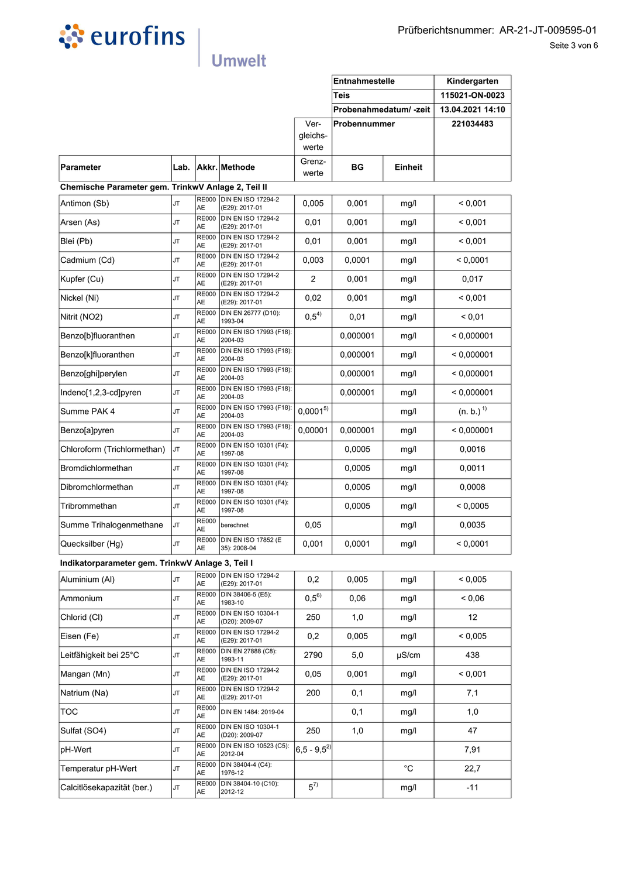# eurofins Umwelt

Prüfberichtsnummer: AR-21-JT-009595-01

| | | | | | Entnahmestelle | | Kindergarten |
|---|---|---|---|---|---|---|---|
| | | | | | Teis | | 115021-ON-0023 |
| | | | | | Probenahmedatum/ -zeit | | 13.04.2021 14:10 |
| | | | | Vergleichswerte | Probennummer | | 221034483 |
| **Parameter** | **Lab.** | **Akkr.** | **Methode** | **Grenzwerte** | **BG** | **Einheit** | |
| **Chemische Parameter gem. TrinkwV Anlage 2, Teil II** | | | | | | | |
| Antimon (Sb) | JT | RE000 AE | DIN EN ISO 17294-2 (E29): 2017-01 | 0,005 | 0,001 | mg/l | < 0,001 |
| Arsen (As) | JT | RE000 AE | DIN EN ISO 17294-2 (E29): 2017-01 | 0,01 | 0,001 | mg/l | < 0,001 |
| Blei (Pb) | JT | RE000 AE | DIN EN ISO 17294-2 (E29): 2017-01 | 0,01 | 0,001 | mg/l | < 0,001 |
| Cadmium (Cd) | JT | RE000 AE | DIN EN ISO 17294-2 (E29): 2017-01 | 0,003 | 0,0001 | mg/l | < 0,0001 |
| Kupfer (Cu) | JT | RE000 AE | DIN EN ISO 17294-2 (E29): 2017-01 | 2 | 0,001 | mg/l | 0,017 |
| Nickel (Ni) | JT | RE000 AE | DIN EN ISO 17294-2 (E29): 2017-01 | 0,02 | 0,001 | mg/l | < 0,001 |
| Nitrit (NO2) | JT | RE000 AE | DIN EN 26777 (D10): 1993-04 | 0,5[4)] | 0,01 | mg/l | < 0,01 |
| Benzo[b]fluoranthen | JT | RE000 AE | DIN EN ISO 17993 (F18): 2004-03 | | 0,000001 | mg/l | < 0,000001 |
| Benzo[k]fluoranthen | JT | RE000 AE | DIN EN ISO 17993 (F18): 2004-03 | | 0,000001 | mg/l | < 0,000001 |
| Benzo[ghi]perylen | JT | RE000 AE | DIN EN ISO 17993 (F18): 2004-03 | | 0,000001 | mg/l | < 0,000001 |
| Indeno[1,2,3-cd]pyren | JT | RE000 AE | DIN EN ISO 17993 (F18): 2004-03 | | 0,000001 | mg/l | < 0,000001 |
| Summe PAK 4 | JT | RE000 AE | DIN EN ISO 17993 (F18): 2004-03 | 0,0001[5)] | | mg/l | (n. b.)[1)] |
| Benzo[a]pyren | JT | RE000 AE | DIN EN ISO 17993 (F18): 2004-03 | 0,00001 | 0,000001 | mg/l | < 0,000001 |
| Chloroform (Trichlormethan) | JT | RE000 AE | DIN EN ISO 10301 (F4): 1997-08 | | 0,0005 | mg/l | 0,0016 |
| Bromdichlormethan | JT | RE000 AE | DIN EN ISO 10301 (F4): 1997-08 | | 0,0005 | mg/l | 0,0011 |
| Dibromchlormethan | JT | RE000 AE | DIN EN ISO 10301 (F4): 1997-08 | | 0,0005 | mg/l | 0,0008 |
| Tribrommethan | JT | RE000 AE | DIN EN ISO 10301 (F4): 1997-08 | | 0,0005 | mg/l | < 0,0005 |
| Summe Trihalogenmethane | JT | RE000 AE | berechnet | 0,05 | | mg/l | 0,0035 |
| Quecksilber (Hg) | JT | RE000 AE | DIN EN ISO 17852 (E 35): 2008-04 | 0,001 | 0,0001 | mg/l | < 0,0001 |
| **Indikatorparameter gem. TrinkwV Anlage 3, Teil I** | | | | | | | |
| Aluminium (Al) | JT | RE000 AE | DIN EN ISO 17294-2 (E29): 2017-01 | 0,2 | 0,005 | mg/l | < 0,005 |
| Ammonium | JT | RE000 AE | DIN 38406-5 (E5): 1983-10 | 0,5[6)] | 0,06 | mg/l | < 0,06 |
| Chlorid (Cl) | JT | RE000 AE | DIN EN ISO 10304-1 (D20): 2009-07 | 250 | 1,0 | mg/l | 12 |
| Eisen (Fe) | JT | RE000 AE | DIN EN ISO 17294-2 (E29): 2017-01 | 0,2 | 0,005 | mg/l | < 0,005 |
| Leitfähigkeit bei 25°C | JT | RE000 AE | DIN EN 27888 (C8): 1993-11 | 2790 | 5,0 | µS/cm | 438 |
| Mangan (Mn) | JT | RE000 AE | DIN EN ISO 17294-2 (E29): 2017-01 | 0,05 | 0,001 | mg/l | < 0,001 |
| Natrium (Na) | JT | RE000 AE | DIN EN ISO 17294-2 (E29): 2017-01 | 200 | 0,1 | mg/l | 7,1 |
| TOC | JT | RE000 AE | DIN EN 1484: 2019-04 | | 0,1 | mg/l | 1,0 |
| Sulfat (SO4) | JT | RE000 AE | DIN EN ISO 10304-1 (D20): 2009-07 | 250 | 1,0 | mg/l | 47 |
| pH-Wert | JT | RE000 AE | DIN EN ISO 10523 (C5): 2012-04 | 6,5 - 9,5[2)] | | | 7,91 |
| Temperatur pH-Wert | JT | RE000 AE | DIN 38404-4 (C4): 1976-12 | | | °C | 22,7 |
| Calcitlösekapazität (ber.) | JT | RE000 AE | DIN 38404-10 (C10): 2012-12 | 5[7)] | | mg/l | -11 |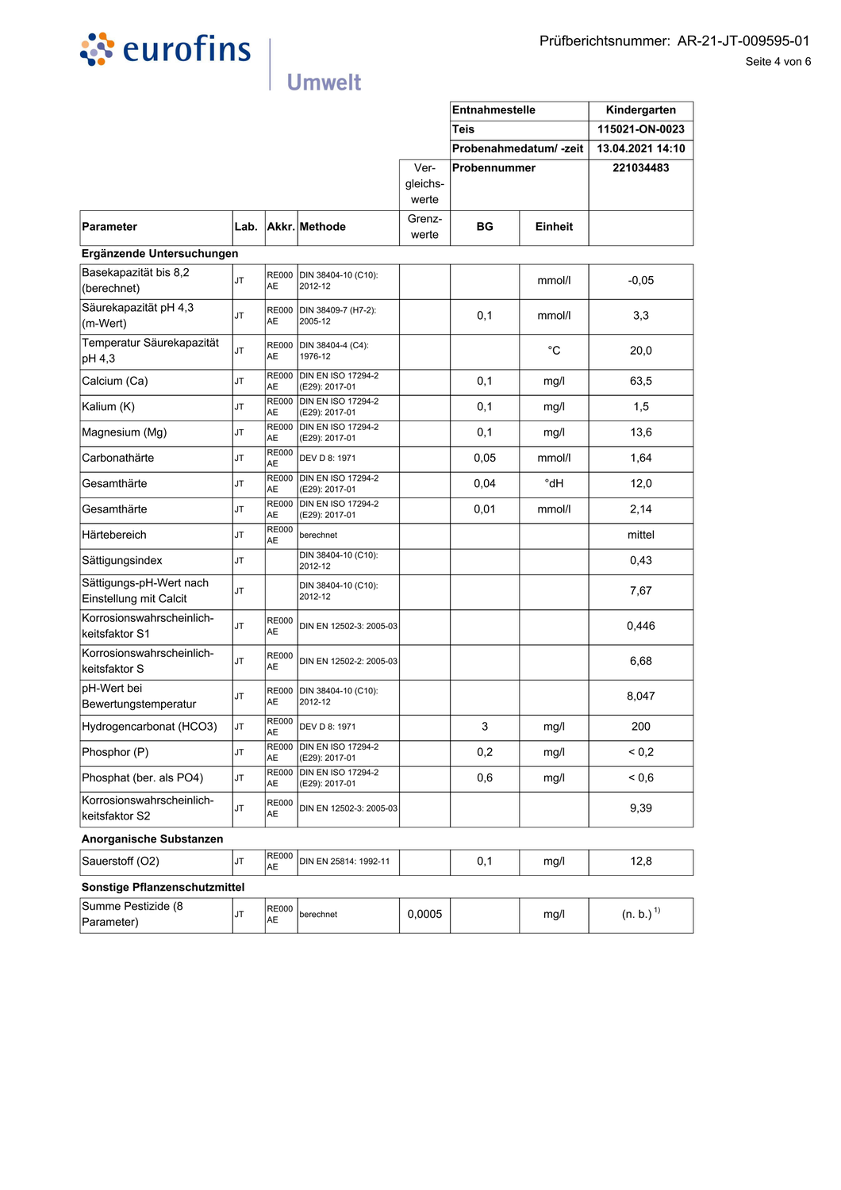# eurofins Umwelt

Prüfberichtsnummer: AR-21-JT-009595-01

| | | | | Vergleichswerte | Entnahmestelle | | Kindergarten |
|---|---|---|---|---|---|---|---|
| | | | | | Teis | | 115021-ON-0023 |
| | | | | | Probenahmedatum/ -zeit | | 13.04.2021 14:10 |
| | | | | | Probennummer | | 221034483 |
| **Parameter** | **Lab.** | **Akkr.** | **Methode** | Grenzwerte | **BG** | **Einheit** | |
| **Ergänzende Untersuchungen** | | | | | | | |
| Basekapazität bis 8,2 (berechnet) | JT | RE000 AE | DIN 38404-10 (C10): 2012-12 | | | mmol/l | -0,05 |
| Säurekapazität pH 4,3 (m-Wert) | JT | RE000 AE | DIN 38409-7 (H7-2): 2005-12 | | 0,1 | mmol/l | 3,3 |
| Temperatur Säurekapazität pH 4,3 | JT | RE000 AE | DIN 38404-4 (C4): 1976-12 | | | °C | 20,0 |
| Calcium (Ca) | JT | RE000 AE | DIN EN ISO 17294-2 (E29): 2017-01 | | 0,1 | mg/l | 63,5 |
| Kalium (K) | JT | RE000 AE | DIN EN ISO 17294-2 (E29): 2017-01 | | 0,1 | mg/l | 1,5 |
| Magnesium (Mg) | JT | RE000 AE | DIN EN ISO 17294-2 (E29): 2017-01 | | 0,1 | mg/l | 13,6 |
| Carbonathärte | JT | RE000 AE | DEV D 8: 1971 | | 0,05 | mmol/l | 1,64 |
| Gesamthärte | JT | RE000 AE | DIN EN ISO 17294-2 (E29): 2017-01 | | 0,04 | °dH | 12,0 |
| Gesamthärte | JT | RE000 AE | DIN EN ISO 17294-2 (E29): 2017-01 | | 0,01 | mmol/l | 2,14 |
| Härtebereich | JT | RE000 AE | berechnet | | | | mittel |
| Sättigungsindex | JT | | DIN 38404-10 (C10): 2012-12 | | | | 0,43 |
| Sättigungs-pH-Wert nach Einstellung mit Calcit | JT | | DIN 38404-10 (C10): 2012-12 | | | | 7,67 |
| Korrosionswahrscheinlichkeitsfaktor S1 | JT | RE000 AE | DIN EN 12502-3: 2005-03 | | | | 0,446 |
| Korrosionswahrscheinlichkeitsfaktor S | JT | RE000 AE | DIN EN 12502-2: 2005-03 | | | | 6,68 |
| pH-Wert bei Bewertungstemperatur | JT | RE000 AE | DIN 38404-10 (C10): 2012-12 | | | | 8,047 |
| Hydrogencarbonat (HCO3) | JT | RE000 AE | DEV D 8: 1971 | | 3 | mg/l | 200 |
| Phosphor (P) | JT | RE000 AE | DIN EN ISO 17294-2 (E29): 2017-01 | | 0,2 | mg/l | < 0,2 |
| Phosphat (ber. als PO4) | JT | RE000 AE | DIN EN ISO 17294-2 (E29): 2017-01 | | 0,6 | mg/l | < 0,6 |
| Korrosionswahrscheinlichkeitsfaktor S2 | JT | RE000 AE | DIN EN 12502-3: 2005-03 | | | | 9,39 |
| **Anorganische Substanzen** | | | | | | | |
| Sauerstoff (O2) | JT | RE000 AE | DIN EN 25814: 1992-11 | | 0,1 | mg/l | 12,8 |
| **Sonstige Pflanzenschutzmittel** | | | | | | | |
| Summe Pestizide (8 Parameter) | JT | RE000 AE | berechnet | 0,0005 | | mg/l | (n. b.) [1] |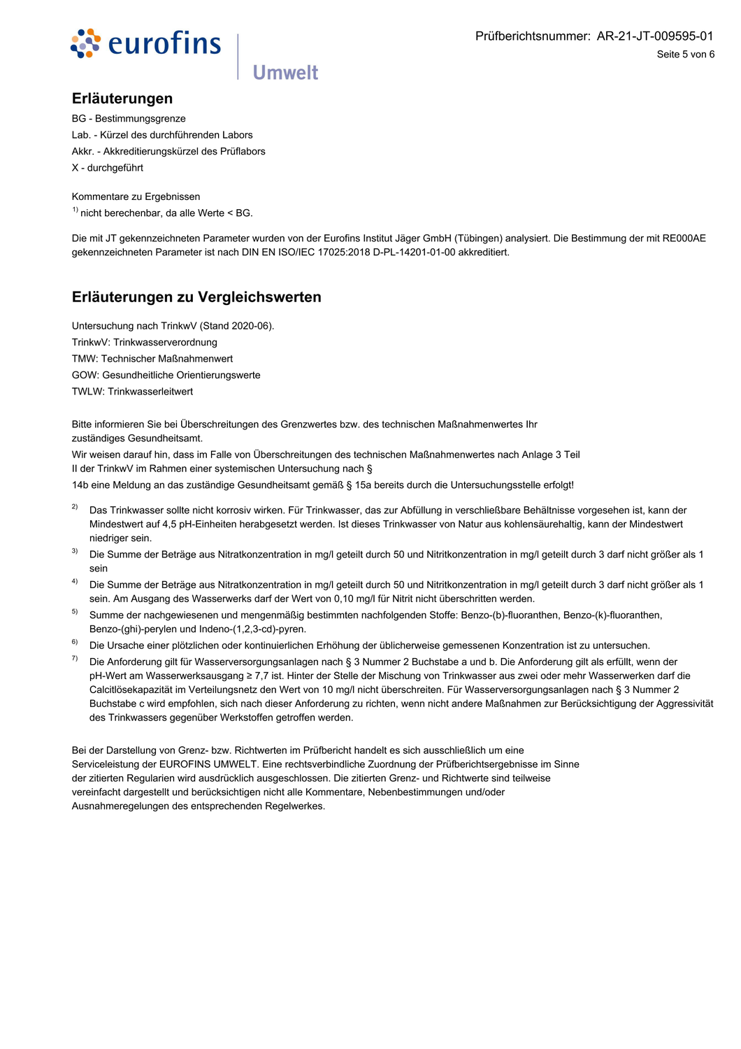## Erläuterungen

BG - Bestimmungsgrenze

Lab. - Kürzel des durchführenden Labors

Akkr. - Akkreditierungskürzel des Prüflabors

X - durchgeführt

Kommentare zu Ergebnissen

[1] nicht berechenbar, da alle Werte < BG.

Die mit JT gekennzeichneten Parameter wurden von der Eurofins Institut Jäger GmbH (Tübingen) analysiert. Die Bestimmung der mit RE000AE gekennzeichneten Parameter ist nach DIN EN ISO/IEC 17025:2018 D-PL-14201-01-00 akkreditiert.

## Erläuterungen zu Vergleichswerten

Untersuchung nach TrinkwV (Stand 2020-06).

TrinkwV: Trinkwasserverordnung

TMW: Technischer Maßnahmenwert

GOW: Gesundheitliche Orientierungswerte

TWLW: Trinkwasserleitwert

Bitte informieren Sie bei Überschreitungen des Grenzwertes bzw. des technischen Maßnahmenwertes Ihr zuständiges Gesundheitsamt.

Wir weisen darauf hin, dass im Falle von Überschreitungen des technischen Maßnahmenwertes nach Anlage 3 Teil II der TrinkwV im Rahmen einer systemischen Untersuchung nach § 14b eine Meldung an das zuständige Gesundheitsamt gemäß § 15a bereits durch die Untersuchungsstelle erfolgt!

[2] Das Trinkwasser sollte nicht korrosiv wirken. Für Trinkwasser, das zur Abfüllung in verschließbare Behältnisse vorgesehen ist, kann der Mindestwert auf 4,5 pH-Einheiten herabgesetzt werden. Ist dieses Trinkwasser von Natur aus kohlensäurehaltig, kann der Mindestwert niedriger sein.

[3] Die Summe der Beträge aus Nitratkonzentration in mg/l geteilt durch 50 und Nitritkonzentration in mg/l geteilt durch 3 darf nicht größer als 1 sein

[4] Die Summe der Beträge aus Nitratkonzentration in mg/l geteilt durch 50 und Nitritkonzentration in mg/l geteilt durch 3 darf nicht größer als 1 sein. Am Ausgang des Wasserwerks darf der Wert von 0,10 mg/l für Nitrit nicht überschritten werden.

[5] Summe der nachgewiesenen und mengenmäßig bestimmten nachfolgenden Stoffe: Benzo-(b)-fluoranthen, Benzo-(k)-fluoranthen, Benzo-(ghi)-perylen und Indeno-(1,2,3-cd)-pyren.

[6] Die Ursache einer plötzlichen oder kontinuierlichen Erhöhung der üblicherweise gemessenen Konzentration ist zu untersuchen.

[7] Die Anforderung gilt für Wasserversorgungsanlagen nach § 3 Nummer 2 Buchstabe a und b. Die Anforderung gilt als erfüllt, wenn der pH-Wert am Wasserwerksausgang ≥ 7,7 ist. Hinter der Stelle der Mischung von Trinkwasser aus zwei oder mehr Wasserwerken darf die Calcitlösekapazität im Verteilungsnetz den Wert von 10 mg/l nicht überschreiten. Für Wasserversorgungsanlagen nach § 3 Nummer 2 Buchstabe c wird empfohlen, sich nach dieser Anforderung zu richten, wenn nicht andere Maßnahmen zur Berücksichtigung der Aggressivität des Trinkwassers gegenüber Werkstoffen getroffen werden.

Bei der Darstellung von Grenz- bzw. Richtwerten im Prüfbericht handelt es sich ausschließlich um eine Serviceleistung der EUROFINS UMWELT. Eine rechtsverbindliche Zuordnung der Prüfberichtsergebnisse im Sinne der zitierten Regularien wird ausdrücklich ausgeschlossen. Die zitierten Grenz- und Richtwerte sind teilweise vereinfacht dargestellt und berücksichtigen nicht alle Kommentare, Nebenbestimmungen und/oder Ausnahmeregelungen des entsprechenden Regelwerkes.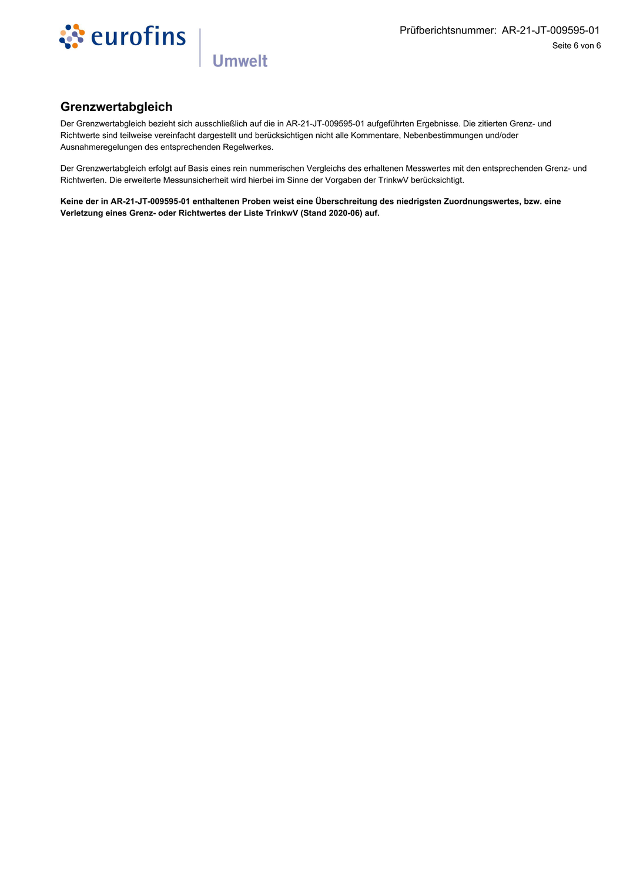## Grenzwertabgleich

Der Grenzwertabgleich bezieht sich ausschließlich auf die in AR-21-JT-009595-01 aufgeführten Ergebnisse. Die zitierten Grenz- und Richtwerte sind teilweise vereinfacht dargestellt und berücksichtigen nicht alle Kommentare, Nebenbestimmungen und/oder Ausnahmeregelungen des entsprechenden Regelwerkes.

Der Grenzwertabgleich erfolgt auf Basis eines rein nummerischen Vergleichs des erhaltenen Messwertes mit den entsprechenden Grenz- und Richtwerten. Die erweiterte Messunsicherheit wird hierbei im Sinne der Vorgaben der TrinkwV berücksichtigt.

**Keine der in AR-21-JT-009595-01 enthaltenen Proben weist eine Überschreitung des niedrigsten Zuordnungswertes, bzw. eine Verletzung eines Grenz- oder Richtwertes der Liste TrinkwV (Stand 2020-06) auf.**